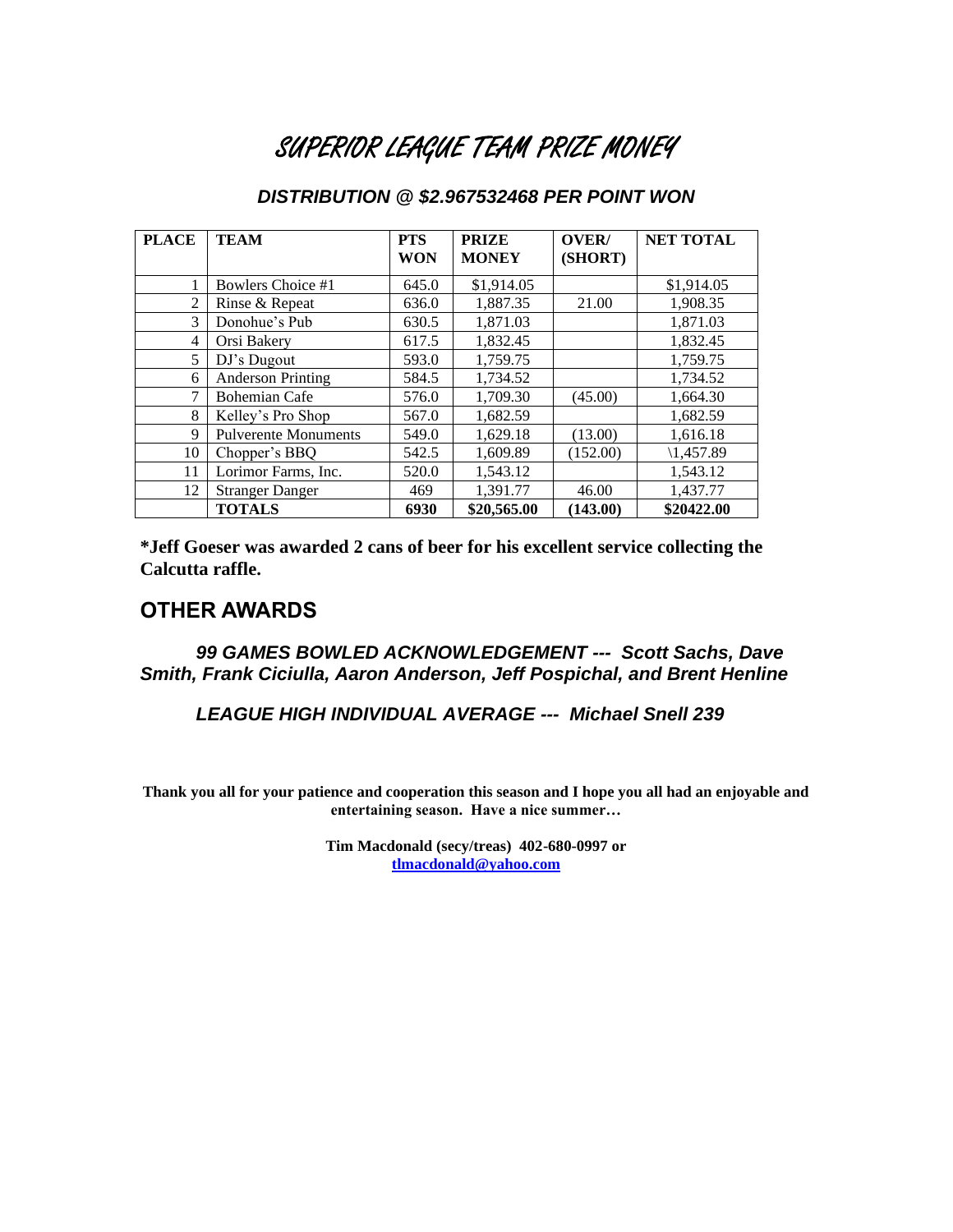# SUPERIOR LEAGUE TEAM PRIZE MONEY

### *DISTRIBUTION @ $2.967532468 PER POINT WON*

| PLACE | TEAM | PTS WON | PRIZE MONEY | OVER/ (SHORT) | NET TOTAL |
|---|---|---|---|---|---|
| 1 | Bowlers Choice #1 | 645.0 | $1,914.05 | | $1,914.05 |
| 2 | Rinse & Repeat | 636.0 | 1,887.35 | 21.00 | 1,908.35 |
| 3 | Donohue's Pub | 630.5 | 1,871.03 | | 1,871.03 |
| 4 | Orsi Bakery | 617.5 | 1,832.45 | | 1,832.45 |
| 5 | DJ's Dugout | 593.0 | 1,759.75 | | 1,759.75 |
| 6 | Anderson Printing | 584.5 | 1,734.52 | | 1,734.52 |
| 7 | Bohemian Cafe | 576.0 | 1,709.30 | (45.00) | 1,664.30 |
| 8 | Kelley's Pro Shop | 567.0 | 1,682.59 | | 1,682.59 |
| 9 | Pulverente Monuments | 549.0 | 1,629.18 | (13.00) | 1,616.18 |
| 10 | Chopper's BBQ | 542.5 | 1,609.89 | (152.00) | \1,457.89 |
| 11 | Lorimor Farms, Inc. | 520.0 | 1,543.12 | | 1,543.12 |
| 12 | Stranger Danger | 469 | 1,391.77 | 46.00 | 1,437.77 |
| | **TOTALS** | **6930** | **$20,565.00** | **(143.00)** | **$20422.00** |

**\*Jeff Goeser was awarded 2 cans of beer for his excellent service collecting the Calcutta raffle.**

## OTHER AWARDS

***99 GAMES BOWLED ACKNOWLEDGEMENT --- Scott Sachs, Dave Smith, Frank Ciciulla, Aaron Anderson, Jeff Pospichal, and Brent Henline***

***LEAGUE HIGH INDIVIDUAL AVERAGE --- Michael Snell 239***

**Thank you all for your patience and cooperation this season and I hope you all had an enjoyable and entertaining season. Have a nice summer…**

**Tim Macdonald (secy/treas) 402-680-0997 or**
**tlmacdonald@yahoo.com**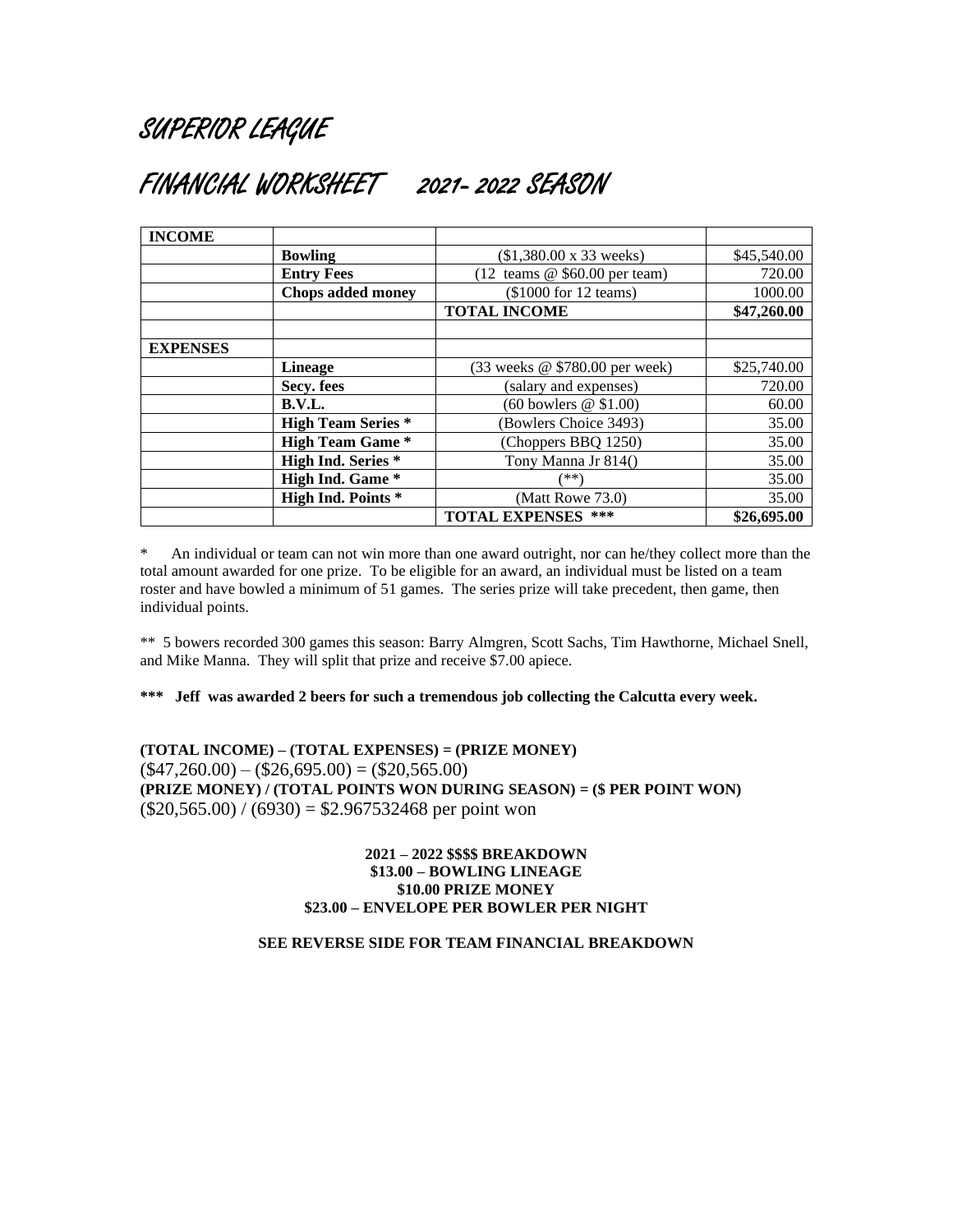# SUPERIOR LEAGUE

# FINANCIAL WORKSHEET 2021- 2022 SEASON

| | | | |
|---|---|---|---|
| **INCOME** | | | |
| | **Bowling** | ($1,380.00 x 33 weeks) | $45,540.00 |
| | **Entry Fees** | (12 teams @ $60.00 per team) | 720.00 |
| | **Chops added money** | ($1000 for 12 teams) | 1000.00 |
| | | **TOTAL INCOME** | **$47,260.00** |
| | | | |
| **EXPENSES** | | | |
| | **Lineage** | (33 weeks @ $780.00 per week) | $25,740.00 |
| | **Secy. fees** | (salary and expenses) | 720.00 |
| | **B.V.L.** | (60 bowlers @ $1.00) | 60.00 |
| | **High Team Series *** | (Bowlers Choice 3493) | 35.00 |
| | **High Team Game *** | (Choppers BBQ 1250) | 35.00 |
| | **High Ind. Series *** | Tony Manna Jr 814() | 35.00 |
| | **High Ind. Game *** | (**) | 35.00 |
| | **High Ind. Points *** | (Matt Rowe 73.0) | 35.00 |
| | | **TOTAL EXPENSES \*\*\*** | **$26,695.00** |

\* An individual or team can not win more than one award outright, nor can he/they collect more than the total amount awarded for one prize. To be eligible for an award, an individual must be listed on a team roster and have bowled a minimum of 51 games. The series prize will take precedent, then game, then individual points.

\*\* 5 bowers recorded 300 games this season: Barry Almgren, Scott Sachs, Tim Hawthorne, Michael Snell, and Mike Manna. They will split that prize and receive $7.00 apiece.

**\*\*\* Jeff was awarded 2 beers for such a tremendous job collecting the Calcutta every week.**

**(TOTAL INCOME) – (TOTAL EXPENSES) = (PRIZE MONEY)**
($47,260.00) – ($26,695.00) = ($20,565.00)
**(PRIZE MONEY) / (TOTAL POINTS WON DURING SEASON) = ($ PER POINT WON)**
($20,565.00) / (6930) = $2.967532468 per point won

**2021 – 2022 $$$$ BREAKDOWN**
**$13.00 – BOWLING LINEAGE**
**$10.00 PRIZE MONEY**
**$23.00 – ENVELOPE PER BOWLER PER NIGHT**

**SEE REVERSE SIDE FOR TEAM FINANCIAL BREAKDOWN**